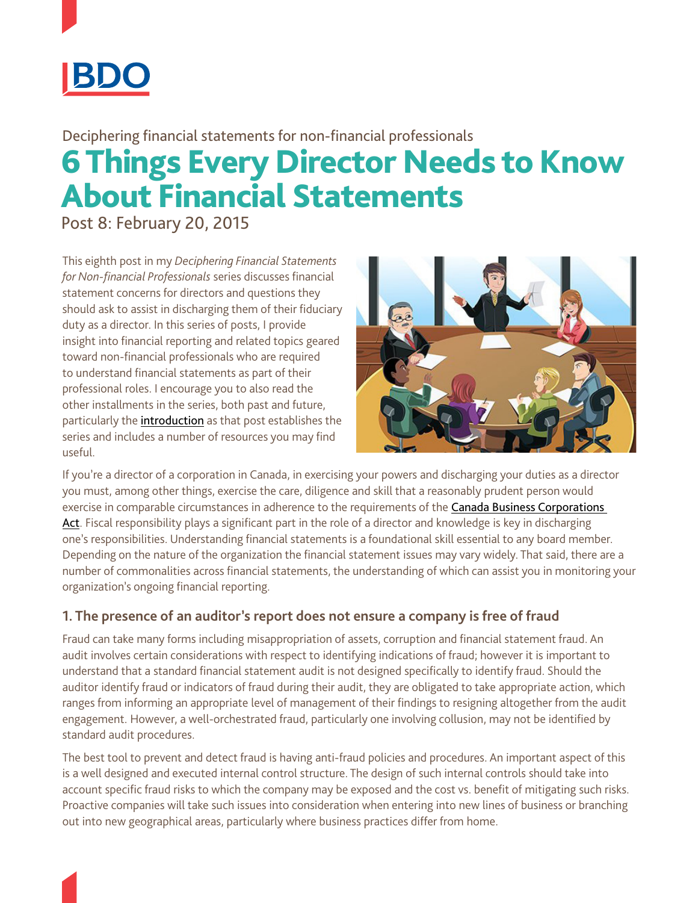Deciphering financial statements for non-financial professionals

# 6 Things Every Director Needs to Know About Financial Statements

Post 8: February 20, 2015

This eighth post in my *Deciphering Financial Statements for Non-financial Professionals* series discusses financial statement concerns for directors and questions they should ask to assist in discharging them of their fiduciary duty as a director. In this series of posts, I provide insight into financial reporting and related topics geared toward non-financial professionals who are required to understand financial statements as part of their professional roles. I encourage you to also read the other installments in the series, both past and future, particularly the introduction as that post establishes the series and includes a number of resources you may find useful.

If you're a director of a corporation in Canada, in exercising your powers and discharging your duties as a director you must, among other things, exercise the care, diligence and skill that a reasonably prudent person would exercise in comparable circumstances in adherence to the requirements of the Canada Business Corporations Act. Fiscal responsibility plays a significant part in the role of a director and knowledge is key in discharging one's responsibilities. Understanding financial statements is a foundational skill essential to any board member. Depending on the nature of the organization the financial statement issues may vary widely. That said, there are a number of commonalities across financial statements, the understanding of which can assist you in monitoring your organization's ongoing financial reporting.

## 1. The presence of an auditor's report does not ensure a company is free of fraud

Fraud can take many forms including misappropriation of assets, corruption and financial statement fraud. An audit involves certain considerations with respect to identifying indications of fraud; however it is important to understand that a standard financial statement audit is not designed specifically to identify fraud. Should the auditor identify fraud or indicators of fraud during their audit, they are obligated to take appropriate action, which ranges from informing an appropriate level of management of their findings to resigning altogether from the audit engagement. However, a well-orchestrated fraud, particularly one involving collusion, may not be identified by standard audit procedures.

The best tool to prevent and detect fraud is having anti-fraud policies and procedures. An important aspect of this is a well designed and executed internal control structure. The design of such internal controls should take into account specific fraud risks to which the company may be exposed and the cost vs. benefit of mitigating such risks. Proactive companies will take such issues into consideration when entering into new lines of business or branching out into new geographical areas, particularly where business practices differ from home.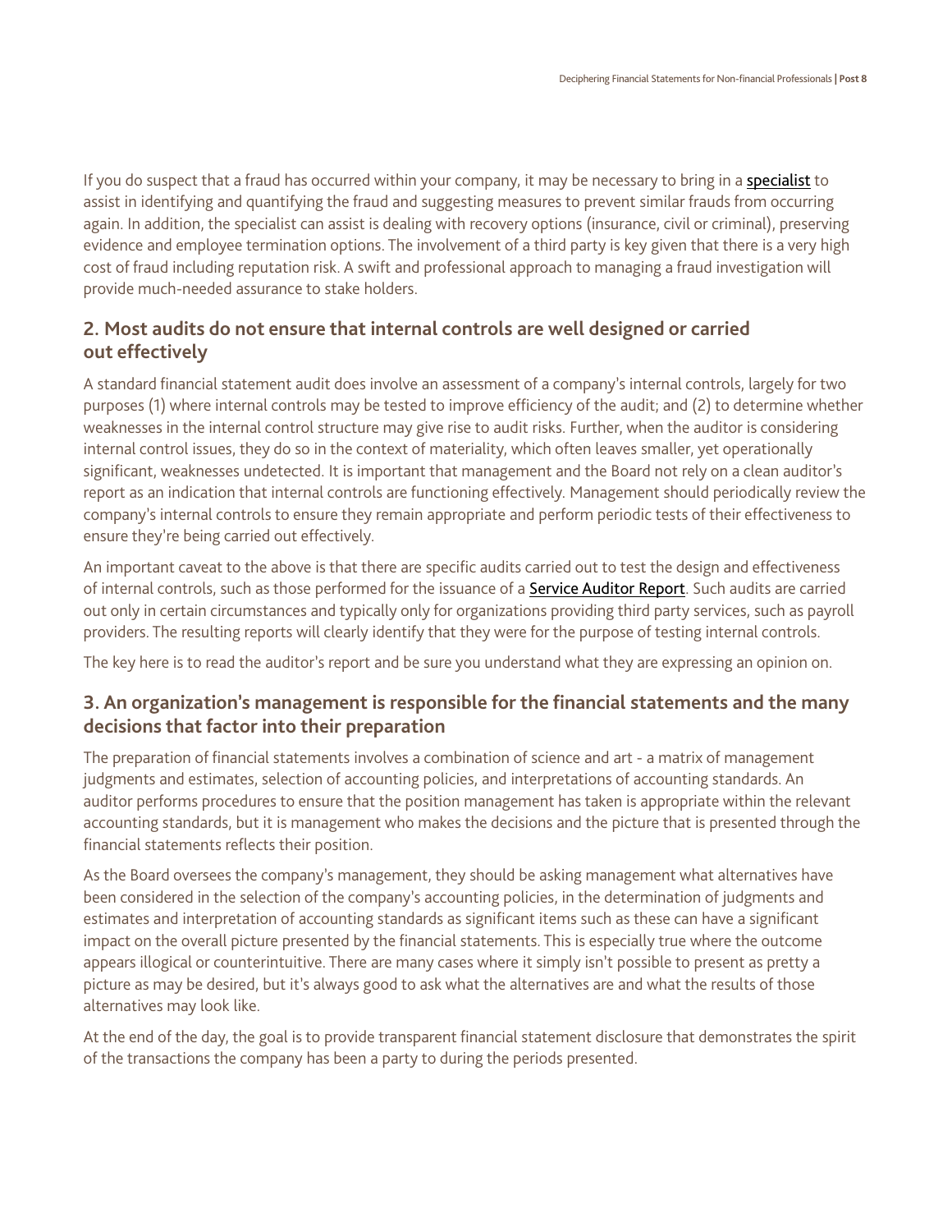If you do suspect that a fraud has occurred within your company, it may be necessary to bring in a specialist to assist in identifying and quantifying the fraud and suggesting measures to prevent similar frauds from occurring again. In addition, the specialist can assist is dealing with recovery options (insurance, civil or criminal), preserving evidence and employee termination options. The involvement of a third party is key given that there is a very high cost of fraud including reputation risk. A swift and professional approach to managing a fraud investigation will provide much-needed assurance to stake holders.

## 2. Most audits do not ensure that internal controls are well designed or carried out effectively

A standard financial statement audit does involve an assessment of a company's internal controls, largely for two purposes (1) where internal controls may be tested to improve efficiency of the audit; and (2) to determine whether weaknesses in the internal control structure may give rise to audit risks. Further, when the auditor is considering internal control issues, they do so in the context of materiality, which often leaves smaller, yet operationally significant, weaknesses undetected. It is important that management and the Board not rely on a clean auditor's report as an indication that internal controls are functioning effectively. Management should periodically review the company's internal controls to ensure they remain appropriate and perform periodic tests of their effectiveness to ensure they're being carried out effectively.

An important caveat to the above is that there are specific audits carried out to test the design and effectiveness of internal controls, such as those performed for the issuance of a Service Auditor Report. Such audits are carried out only in certain circumstances and typically only for organizations providing third party services, such as payroll providers. The resulting reports will clearly identify that they were for the purpose of testing internal controls.

The key here is to read the auditor's report and be sure you understand what they are expressing an opinion on.

## 3. An organization's management is responsible for the financial statements and the many decisions that factor into their preparation

The preparation of financial statements involves a combination of science and art - a matrix of management judgments and estimates, selection of accounting policies, and interpretations of accounting standards. An auditor performs procedures to ensure that the position management has taken is appropriate within the relevant accounting standards, but it is management who makes the decisions and the picture that is presented through the financial statements reflects their position.

As the Board oversees the company's management, they should be asking management what alternatives have been considered in the selection of the company's accounting policies, in the determination of judgments and estimates and interpretation of accounting standards as significant items such as these can have a significant impact on the overall picture presented by the financial statements. This is especially true where the outcome appears illogical or counterintuitive. There are many cases where it simply isn't possible to present as pretty a picture as may be desired, but it's always good to ask what the alternatives are and what the results of those alternatives may look like.

At the end of the day, the goal is to provide transparent financial statement disclosure that demonstrates the spirit of the transactions the company has been a party to during the periods presented.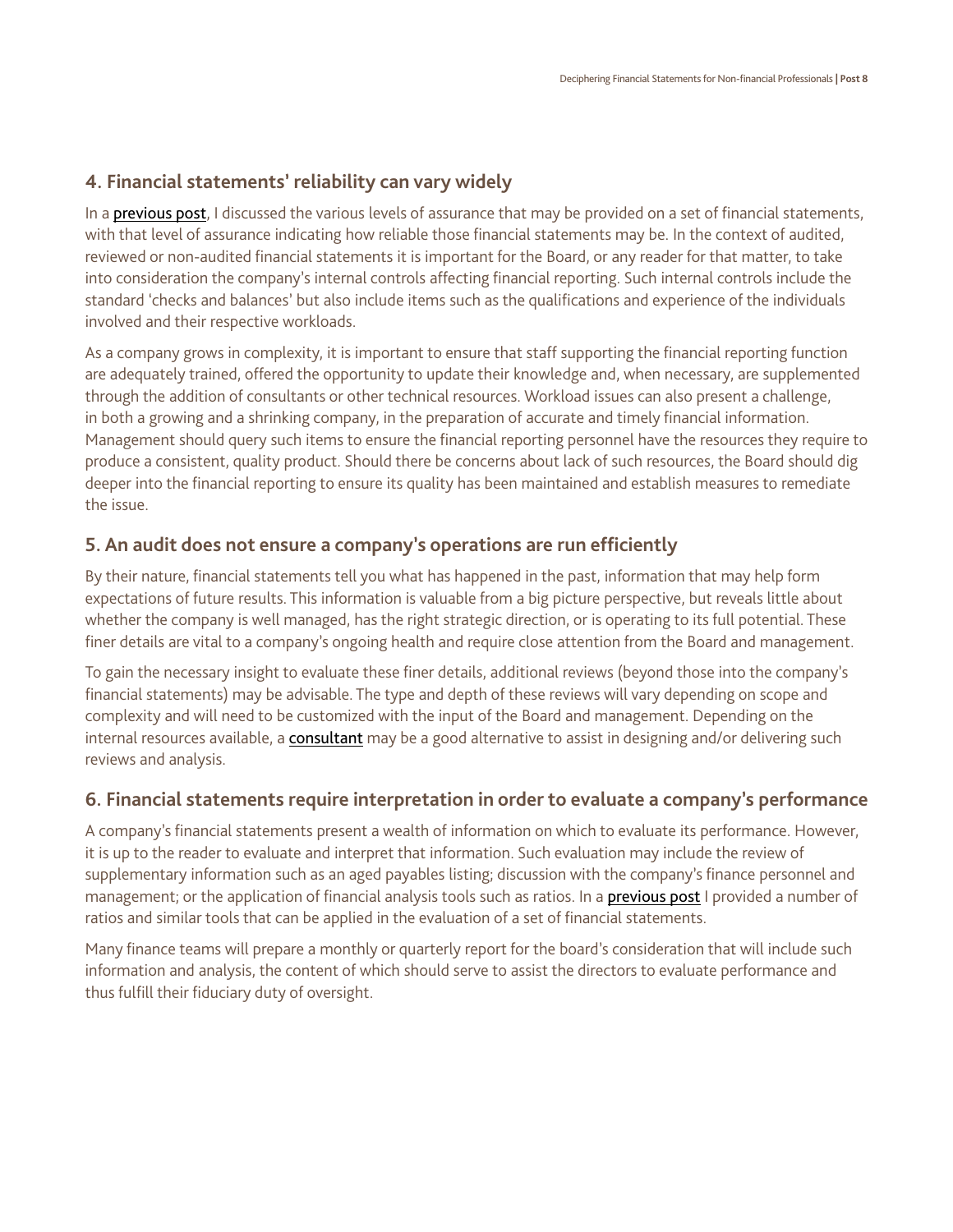## 4. Financial statements' reliability can vary widely

In a previous post, I discussed the various levels of assurance that may be provided on a set of financial statements, with that level of assurance indicating how reliable those financial statements may be. In the context of audited, reviewed or non-audited financial statements it is important for the Board, or any reader for that matter, to take into consideration the company's internal controls affecting financial reporting. Such internal controls include the standard 'checks and balances' but also include items such as the qualifications and experience of the individuals involved and their respective workloads.

As a company grows in complexity, it is important to ensure that staff supporting the financial reporting function are adequately trained, offered the opportunity to update their knowledge and, when necessary, are supplemented through the addition of consultants or other technical resources. Workload issues can also present a challenge, in both a growing and a shrinking company, in the preparation of accurate and timely financial information. Management should query such items to ensure the financial reporting personnel have the resources they require to produce a consistent, quality product. Should there be concerns about lack of such resources, the Board should dig deeper into the financial reporting to ensure its quality has been maintained and establish measures to remediate the issue.

## 5. An audit does not ensure a company's operations are run efficiently

By their nature, financial statements tell you what has happened in the past, information that may help form expectations of future results. This information is valuable from a big picture perspective, but reveals little about whether the company is well managed, has the right strategic direction, or is operating to its full potential. These finer details are vital to a company's ongoing health and require close attention from the Board and management.

To gain the necessary insight to evaluate these finer details, additional reviews (beyond those into the company's financial statements) may be advisable. The type and depth of these reviews will vary depending on scope and complexity and will need to be customized with the input of the Board and management. Depending on the internal resources available, a consultant may be a good alternative to assist in designing and/or delivering such reviews and analysis.

## 6. Financial statements require interpretation in order to evaluate a company's performance

A company's financial statements present a wealth of information on which to evaluate its performance. However, it is up to the reader to evaluate and interpret that information. Such evaluation may include the review of supplementary information such as an aged payables listing; discussion with the company's finance personnel and management; or the application of financial analysis tools such as ratios. In a previous post I provided a number of ratios and similar tools that can be applied in the evaluation of a set of financial statements.

Many finance teams will prepare a monthly or quarterly report for the board's consideration that will include such information and analysis, the content of which should serve to assist the directors to evaluate performance and thus fulfill their fiduciary duty of oversight.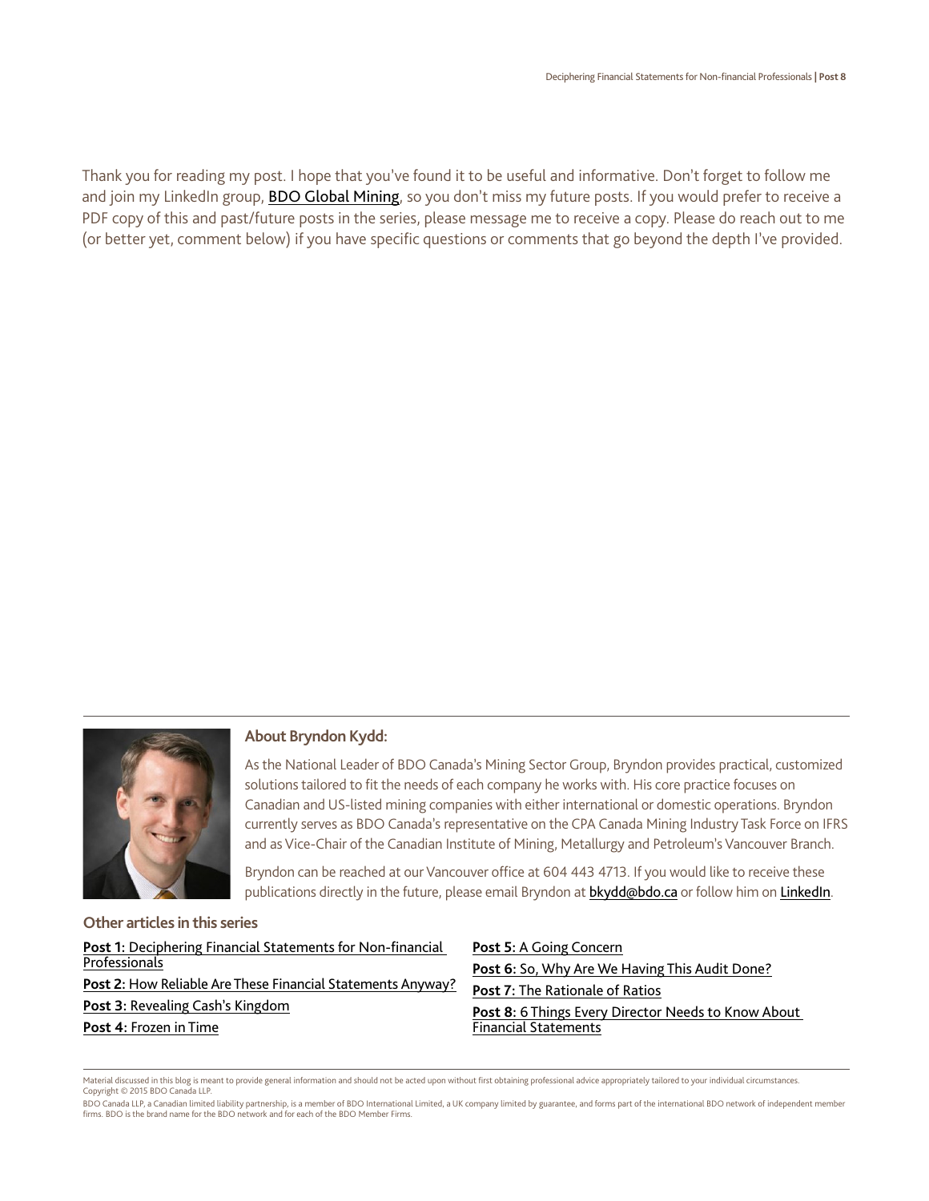Thank you for reading my post. I hope that you've found it to be useful and informative. Don't forget to follow me and join my LinkedIn group, BDO Global Mining, so you don't miss my future posts. If you would prefer to receive a PDF copy of this and past/future posts in the series, please message me to receive a copy. Please do reach out to me (or better yet, comment below) if you have specific questions or comments that go beyond the depth I've provided.

### About Bryndon Kydd:

As the National Leader of BDO Canada's Mining Sector Group, Bryndon provides practical, customized solutions tailored to fit the needs of each company he works with. His core practice focuses on Canadian and US-listed mining companies with either international or domestic operations. Bryndon currently serves as BDO Canada's representative on the CPA Canada Mining Industry Task Force on IFRS and as Vice-Chair of the Canadian Institute of Mining, Metallurgy and Petroleum's Vancouver Branch.

Bryndon can be reached at our Vancouver office at 604 443 4713. If you would like to receive these publications directly in the future, please email Bryndon at bkydd@bdo.ca or follow him on LinkedIn.

### Other articles in this series

**Post 1:** Deciphering Financial Statements for Non-financial Professionals

**Post 2:** How Reliable Are These Financial Statements Anyway?

**Post 3:** Revealing Cash's Kingdom

**Post 4:** Frozen in Time

**Post 5:** A Going Concern

**Post 6:** So, Why Are We Having This Audit Done?

**Post 7:** The Rationale of Ratios

**Post 8:** 6 Things Every Director Needs to Know About Financial Statements

Material discussed in this blog is meant to provide general information and should not be acted upon without first obtaining professional advice appropriately tailored to your individual circumstances. Copyright © 2015 BDO Canada LLP.

BDO Canada LLP, a Canadian limited liability partnership, is a member of BDO International Limited, a UK company limited by guarantee, and forms part of the international BDO network of independent member firms. BDO is the brand name for the BDO network and for each of the BDO Member Firms.